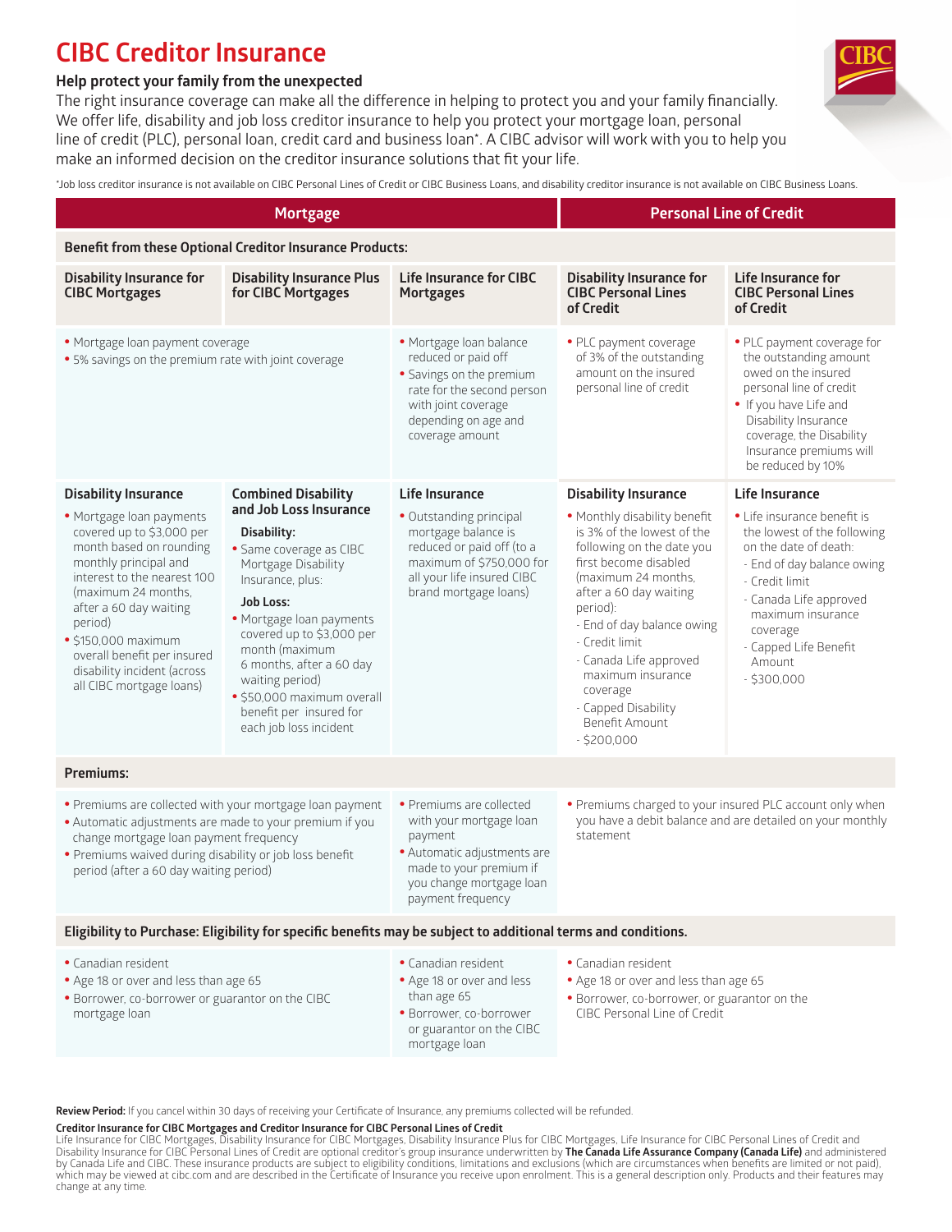# CIBC Creditor Insurance

**Help protect your family from the unexpected**

The right insurance coverage can make all the difference in helping to protect you and your family financially. We offer life, disability and job loss creditor insurance to help you protect your mortgage loan, personal line of credit (PLC), personal loan, credit card and business loan*. A CIBC advisor will work with you to help you make an informed decision on the creditor insurance solutions that fit your life.

*Job loss creditor insurance is not available on CIBC Personal Lines of Credit or CIBC Business Loans, and disability creditor insurance is not available on CIBC Business Loans.

| Mortgage | | | Personal Line of Credit | |
|---|---|---|---|---|
| **Benefit from these Optional Creditor Insurance Products:** | | | | |
| **Disability Insurance for CIBC Mortgages** | **Disability Insurance Plus for CIBC Mortgages** | **Life Insurance for CIBC Mortgages** | **Disability Insurance for CIBC Personal Lines of Credit** | **Life Insurance for CIBC Personal Lines of Credit** |
| • Mortgage loan payment coverage<br>• 5% savings on the premium rate with joint coverage | | • Mortgage loan balance reduced or paid off<br>• Savings on the premium rate for the second person with joint coverage depending on age and coverage amount | • PLC payment coverage of 3% of the outstanding amount on the insured personal line of credit | • PLC payment coverage for the outstanding amount owed on the insured personal line of credit<br>• If you have Life and Disability Insurance coverage, the Disability Insurance premiums will be reduced by 10% |
| **Disability Insurance**<br>• Mortgage loan payments covered up to $3,000 per month based on rounding monthly principal and interest to the nearest 100 (maximum 24 months, after a 60 day waiting period)<br>• $150,000 maximum overall benefit per insured disability incident (across all CIBC mortgage loans) | **Combined Disability and Job Loss Insurance**<br>**Disability:**<br>• Same coverage as CIBC Mortgage Disability Insurance, plus:<br>**Job Loss:**<br>• Mortgage loan payments covered up to $3,000 per month (maximum 6 months, after a 60 day waiting period)<br>• $50,000 maximum overall benefit per insured for each job loss incident | **Life Insurance**<br>• Outstanding principal mortgage balance is reduced or paid off (to a maximum of $750,000 for all your life insured CIBC brand mortgage loans) | **Disability Insurance**<br>• Monthly disability benefit is 3% of the lowest of the following on the date you first become disabled (maximum 24 months, after a 60 day waiting period):<br>- End of day balance owing<br>- Credit limit<br>- Canada Life approved maximum insurance coverage<br>- Capped Disability Benefit Amount<br>- $200,000 | **Life Insurance**<br>• Life insurance benefit is the lowest of the following on the date of death:<br>- End of day balance owing<br>- Credit limit<br>- Canada Life approved maximum insurance coverage<br>- Capped Life Benefit Amount<br>- $300,000 |
| **Premiums:** | | | | |
| • Premiums are collected with your mortgage loan payment<br>• Automatic adjustments are made to your premium if you change mortgage loan payment frequency<br>• Premiums waived during disability or job loss benefit period (after a 60 day waiting period) | | • Premiums are collected with your mortgage loan payment<br>• Automatic adjustments are made to your premium if you change mortgage loan payment frequency | • Premiums charged to your insured PLC account only when you have a debit balance and are detailed on your monthly statement | |
| **Eligibility to Purchase: Eligibility for specific benefits may be subject to additional terms and conditions.** | | | | |
| • Canadian resident<br>• Age 18 or over and less than age 65<br>• Borrower, co-borrower or guarantor on the CIBC mortgage loan | | • Canadian resident<br>• Age 18 or over and less than age 65<br>• Borrower, co-borrower or guarantor on the CIBC mortgage loan | • Canadian resident<br>• Age 18 or over and less than age 65<br>• Borrower, co-borrower, or guarantor on the CIBC Personal Line of Credit | |

**Review Period:** If you cancel within 30 days of receiving your Certificate of Insurance, any premiums collected will be refunded.

**Creditor Insurance for CIBC Mortgages and Creditor Insurance for CIBC Personal Lines of Credit**

Life Insurance for CIBC Mortgages, Disability Insurance for CIBC Mortgages, Disability Insurance Plus for CIBC Mortgages, Life Insurance for CIBC Personal Lines of Credit and Disability Insurance for CIBC Personal Lines of Credit are optional creditor's group insurance underwritten by **The Canada Life Assurance Company (Canada Life)** and administered by Canada Life and CIBC. These insurance products are subject to eligibility conditions, limitations and exclusions (which are circumstances when benefits are limited or not paid), which may be viewed at cibc.com and are described in the Certificate of Insurance you receive upon enrolment. This is a general description only. Products and their features may change at any time.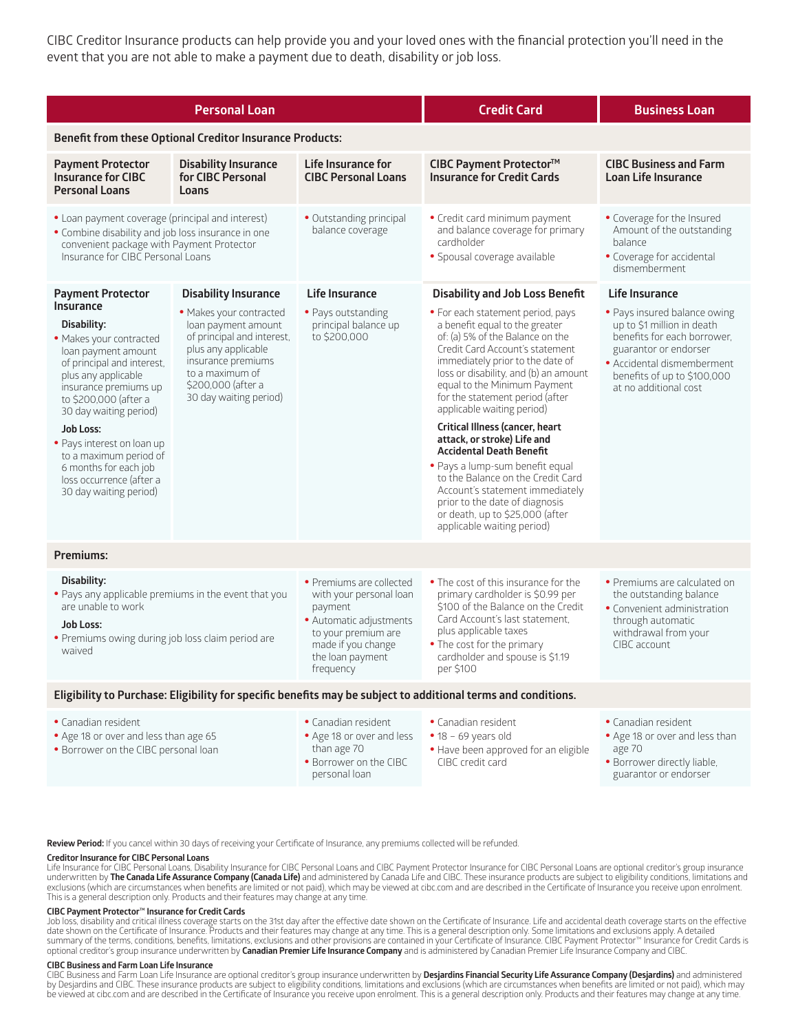CIBC Creditor Insurance products can help provide you and your loved ones with the financial protection you'll need in the event that you are not able to make a payment due to death, disability or job loss.

| Personal Loan | | | Credit Card | Business Loan |
|---|---|---|---|---|
| **Benefit from these Optional Creditor Insurance Products:** | | | | |
| **Payment Protector Insurance for CIBC Personal Loans** | **Disability Insurance for CIBC Personal Loans** | **Life Insurance for CIBC Personal Loans** | **CIBC Payment Protector™ Insurance for Credit Cards** | **CIBC Business and Farm Loan Life Insurance** |
| • Loan payment coverage (principal and interest)<br>• Combine disability and job loss insurance in one convenient package with Payment Protector Insurance for CIBC Personal Loans | | • Outstanding principal balance coverage | • Credit card minimum payment and balance coverage for primary cardholder<br>• Spousal coverage available | • Coverage for the Insured Amount of the outstanding balance<br>• Coverage for accidental dismemberment |
| **Payment Protector Insurance**<br>**Disability:**<br>• Makes your contracted loan payment amount of principal and interest, plus any applicable insurance premiums up to $200,000 (after a 30 day waiting period)<br>**Job Loss:**<br>• Pays interest on loan up to a maximum period of 6 months for each job loss occurrence (after a 30 day waiting period) | **Disability Insurance**<br>• Makes your contracted loan payment amount of principal and interest, plus any applicable insurance premiums to a maximum of $200,000 (after a 30 day waiting period) | **Life Insurance**<br>• Pays outstanding principal balance up to $200,000 | **Disability and Job Loss Benefit**<br>• For each statement period, pays a benefit equal to the greater of: (a) 5% of the Balance on the Credit Card Account's statement immediately prior to the date of loss or disability, and (b) an amount equal to the Minimum Payment for the statement period (after applicable waiting period)<br>**Critical Illness (cancer, heart attack, or stroke) Life and Accidental Death Benefit**<br>• Pays a lump-sum benefit equal to the Balance on the Credit Card Account's statement immediately prior to the date of diagnosis or death, up to $25,000 (after applicable waiting period) | **Life Insurance**<br>• Pays insured balance owing up to $1 million in death benefits for each borrower, guarantor or endorser<br>• Accidental dismemberment benefits of up to $100,000 at no additional cost |
| **Premiums:** | | | | |
| **Disability:**<br>• Pays any applicable premiums in the event that you are unable to work<br>**Job Loss:**<br>• Premiums owing during job loss claim period are waived | | • Premiums are collected with your personal loan payment<br>• Automatic adjustments to your premium are made if you change the loan payment frequency | • The cost of this insurance for the primary cardholder is $0.99 per $100 of the Balance on the Credit Card Account's last statement, plus applicable taxes<br>• The cost for the primary cardholder and spouse is $1.19 per $100 | • Premiums are calculated on the outstanding balance<br>• Convenient administration through automatic withdrawal from your CIBC account |
| **Eligibility to Purchase: Eligibility for specific benefits may be subject to additional terms and conditions.** | | | | |
| • Canadian resident<br>• Age 18 or over and less than age 65<br>• Borrower on the CIBC personal loan | | • Canadian resident<br>• Age 18 or over and less than age 70<br>• Borrower on the CIBC personal loan | • Canadian resident<br>• 18 – 69 years old<br>• Have been approved for an eligible CIBC credit card | • Canadian resident<br>• Age 18 or over and less than age 70<br>• Borrower directly liable, guarantor or endorser |

**Review Period:** If you cancel within 30 days of receiving your Certificate of Insurance, any premiums collected will be refunded.

**Creditor Insurance for CIBC Personal Loans**
Life Insurance for CIBC Personal Loans, Disability Insurance for CIBC Personal Loans and CIBC Payment Protector Insurance for CIBC Personal Loans are optional creditor's group insurance underwritten by **The Canada Life Assurance Company (Canada Life)** and administered by Canada Life and CIBC. These insurance products are subject to eligibility conditions, limitations and exclusions (which are circumstances when benefits are limited or not paid), which may be viewed at cibc.com and are described in the Certificate of Insurance you receive upon enrolment. This is a general description only. Products and their features may change at any time.

**CIBC Payment Protector™ Insurance for Credit Cards**
Job loss, disability and critical illness coverage starts on the 31st day after the effective date shown on the Certificate of Insurance. Life and accidental death coverage starts on the effective date shown on the Certificate of Insurance. Products and their features may change at any time. This is a general description only. Some limitations and exclusions apply. A detailed summary of the terms, conditions, benefits, limitations, exclusions and other provisions are contained in your Certificate of Insurance. CIBC Payment Protector™ Insurance for Credit Cards is optional creditor's group insurance underwritten by **Canadian Premier Life Insurance Company** and is administered by Canadian Premier Life Insurance Company and CIBC.

**CIBC Business and Farm Loan Life Insurance**
CIBC Business and Farm Loan Life Insurance are optional creditor's group insurance underwritten by **Desjardins Financial Security Life Assurance Company (Desjardins)** and administered by Desjardins and CIBC. These insurance products are subject to eligibility conditions, limitations and exclusions (which are circumstances when benefits are limited or not paid), which may be viewed at cibc.com and are described in the Certificate of Insurance you receive upon enrolment. This is a general description only. Products and their features may change at any time.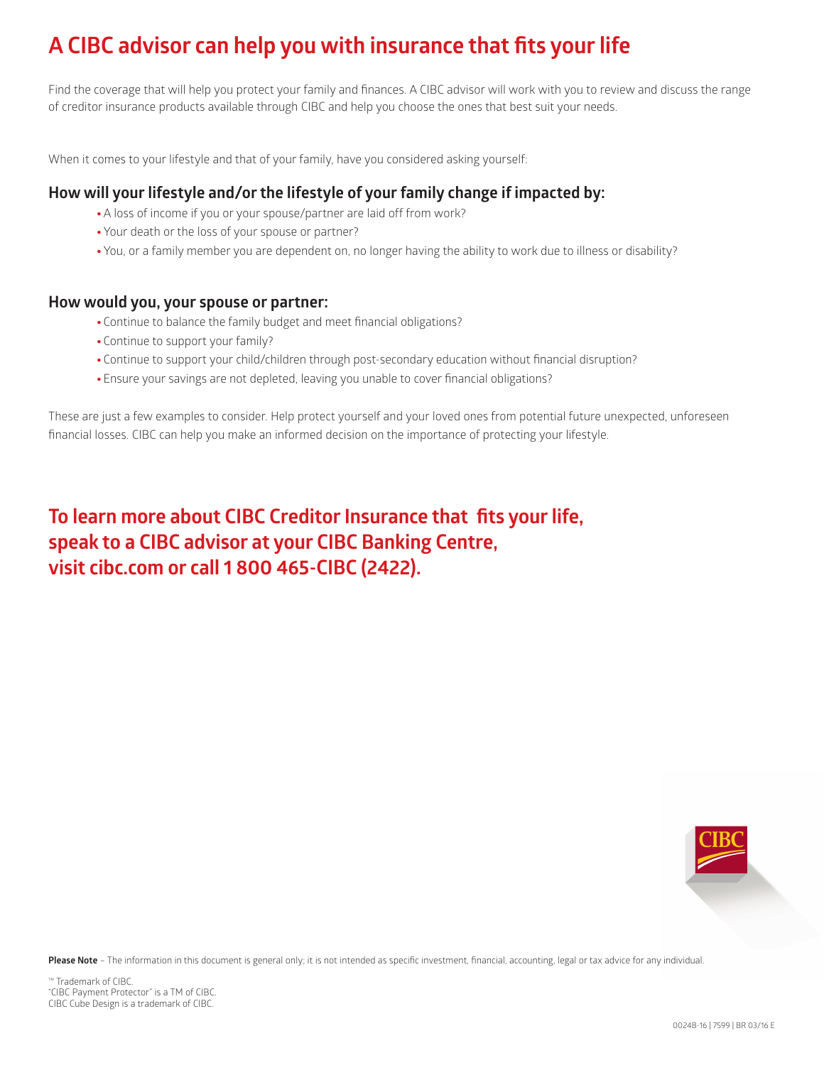# A CIBC advisor can help you with insurance that fits your life

Find the coverage that will help you protect your family and finances. A CIBC advisor will work with you to review and discuss the range of creditor insurance products available through CIBC and help you choose the ones that best suit your needs.

When it comes to your lifestyle and that of your family, have you considered asking yourself:

### How will your lifestyle and/or the lifestyle of your family change if impacted by:

- A loss of income if you or your spouse/partner are laid off from work?
- Your death or the loss of your spouse or partner?
- You, or a family member you are dependent on, no longer having the ability to work due to illness or disability?

### How would you, your spouse or partner:

- Continue to balance the family budget and meet financial obligations?
- Continue to support your family?
- Continue to support your child/children through post-secondary education without financial disruption?
- Ensure your savings are not depleted, leaving you unable to cover financial obligations?

These are just a few examples to consider. Help protect yourself and your loved ones from potential future unexpected, unforeseen financial losses. CIBC can help you make an informed decision on the importance of protecting your lifestyle.

## To learn more about CIBC Creditor Insurance that fits your life, speak to a CIBC advisor at your CIBC Banking Centre, visit cibc.com or call 1 800 465-CIBC (2422).

**Please Note** – The information in this document is general only; it is not intended as specific investment, financial, accounting, legal or tax advice for any individual.

™ Trademark of CIBC.
"CIBC Payment Protector" is a TM of CIBC.
CIBC Cube Design is a trademark of CIBC.

0024B-16 | 7599 | BR 03/16 E